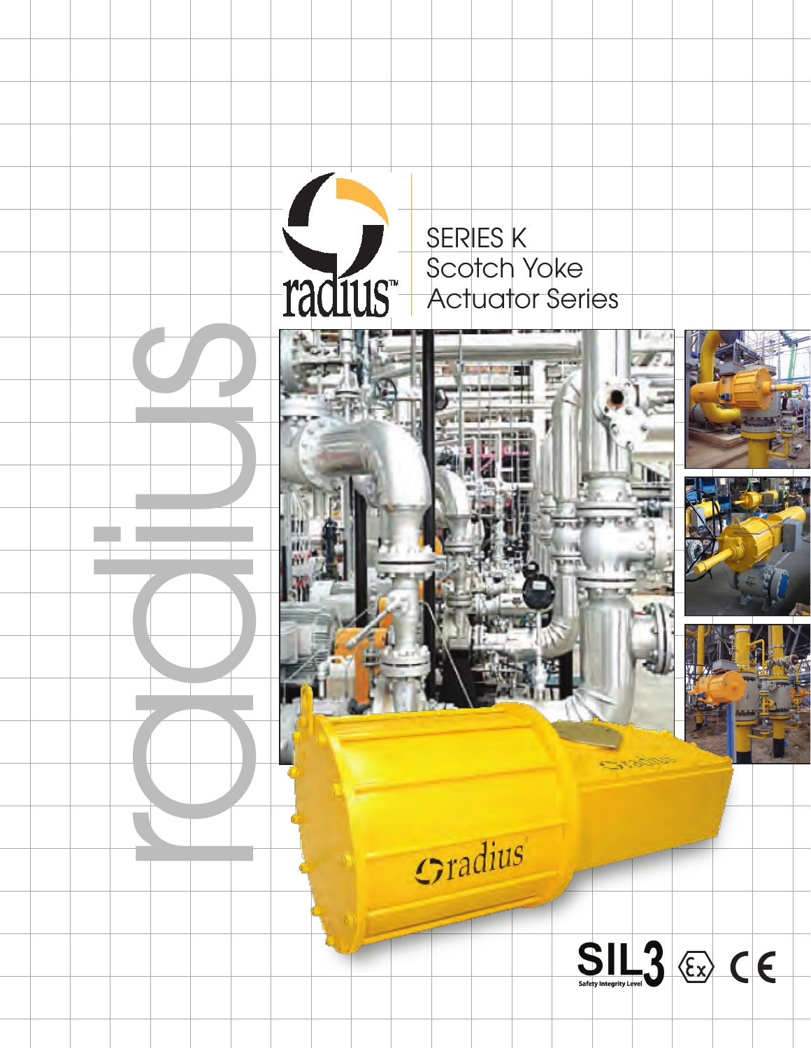radius™

# SERIES K
## Scotch Yoke Actuator Series

radius

SIL3 Safety Integrity Level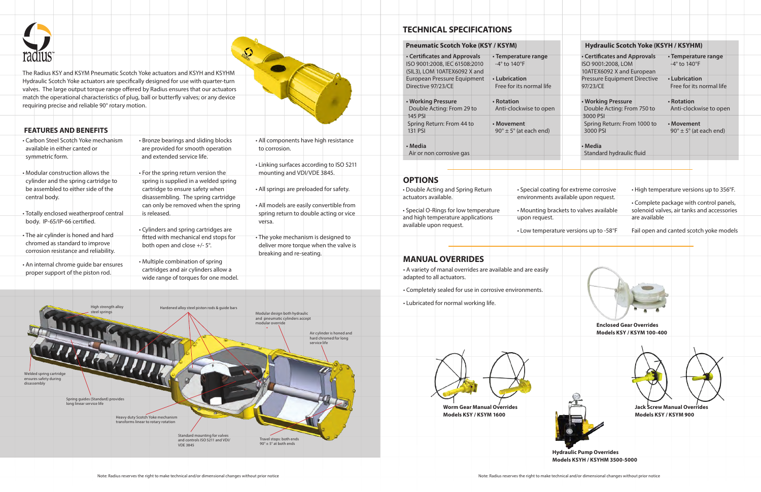The Radius KSY and KSYM Pneumatic Scotch Yoke actuators and KSYH and KSYHM Hydraulic Scotch Yoke actuators are specifically designed for use with quarter-turn valves. The large output torque range offered by Radius ensures that our actuators match the operational characteristics of plug, ball or butterfly valves; or any device requiring precise and reliable 90° rotary motion.

## FEATURES AND BENEFITS

- Carbon Steel Scotch Yoke mechanism available in either canted or symmetric form.
- Modular construction allows the cylinder and the spring cartridge to be assembled to either side of the central body.
- Totally enclosed weatherproof central body. IP-65/IP-66 certified.
- The air cylinder is honed and hard chromed as standard to improve corrosion resistance and reliability.
- An internal chrome guide bar ensures proper support of the piston rod.
- Bronze bearings and sliding blocks are provided for smooth operation and extended service life.
- For the spring return version the spring is supplied in a welded spring cartridge to ensure safety when disassembling. The spring cartridge can only be removed when the spring is released.
- Cylinders and spring cartridges are fitted with mechanical end stops for both open and close +/- 5°.
- Multiple combination of spring cartridges and air cylinders allow a wide range of torques for one model.
- All components have high resistance to corrosion.
- Linking surfaces according to ISO 5211 mounting and VDI/VDE 3845.
- All springs are preloaded for safety.
- All models are easily convertible from spring return to double acting or vice versa.
- The yoke mechanism is designed to deliver more torque when the valve is breaking and re-seating.

High strength alloy steel springs

Hardened alloy steel piston rods & guide bars

Modular design both hydraulic and pneumatic cylinders accept modular override

Air cylinder is honed and hard chromed for long service life

Welded spring cartridge ensures safety during disassembly

Spring guides (Standard) provides long linear service life

Heavy duty Scotch Yoke mechanism transforms linear to rotary rotation

Standard mounting for valves and controls ISO 5211 and VDI/ VDE 3845

Travel stops: both ends 90° ± 5° at both ends

## TECHNICAL SPECIFICATIONS

### Pneumatic Scotch Yoke (KSY / KSYM)

- **Certificates and Approvals**
  ISO 9001:2008, IEC 61508:2010 (SIL3), LOM 10ATEX6092 X and European Pressure Equipment Directive 97/23/CE
- **Temperature range**
  -4° to 140°F
- **Lubrication**
  Free for its normal life
- **Working Pressure**
  Double Acting: From 29 to 145 PSI
  Spring Return: From 44 to 131 PSI
- **Rotation**
  Anti-clockwise to open
- **Movement**
  90° ± 5° (at each end)
- **Media**
  Air or non corrosive gas

### Hydraulic Scotch Yoke (KSYH / KSYHM)

- **Certificates and Approvals**
  ISO 9001:2008, LOM 10ATEX6092 X and European Pressure Equipment Directive 97/23/CE
- **Temperature range**
  -4° to 140°F
- **Lubrication**
  Free for its normal life
- **Working Pressure**
  Double Acting: From 750 to 3000 PSI
  Spring Return: From 1000 to 3000 PSI
- **Rotation**
  Anti-clockwise to open
- **Movement**
  90° ± 5° (at each end)
- **Media**
  Standard hydraulic fluid

## OPTIONS

- Double Acting and Spring Return actuators available.
- Special O-Rings for low temperature and high temperature applications available upon request.
- Special coating for extreme corrosive environments available upon request.
- Mounting brackets to valves available upon request.
- Low temperature versions up to -58°F
- High temperature versions up to 356°F.
- Complete package with control panels, solenoid valves, air tanks and accessories are available

Fail open and canted scotch yoke models

## MANUAL OVERRIDES

- A variety of manal overrides are available and are easily adapted to all actuators.
- Completely sealed for use in corrosive environments.
- Lubricated for normal working life.

**Enclosed Gear Overrides**
**Models KSY / KSYM 100-400**

**Worm Gear Manual Overrides**
**Models KSY / KSYM 1600**

**Jack Screw Manual Overrides**
**Models KSY / KSYM 900**

**Hydraulic Pump Overrides**
**Models KSYH / KSYHM 3500-5000**

Note: Radius reserves the right to make technical and/or dimensional changes without prior notice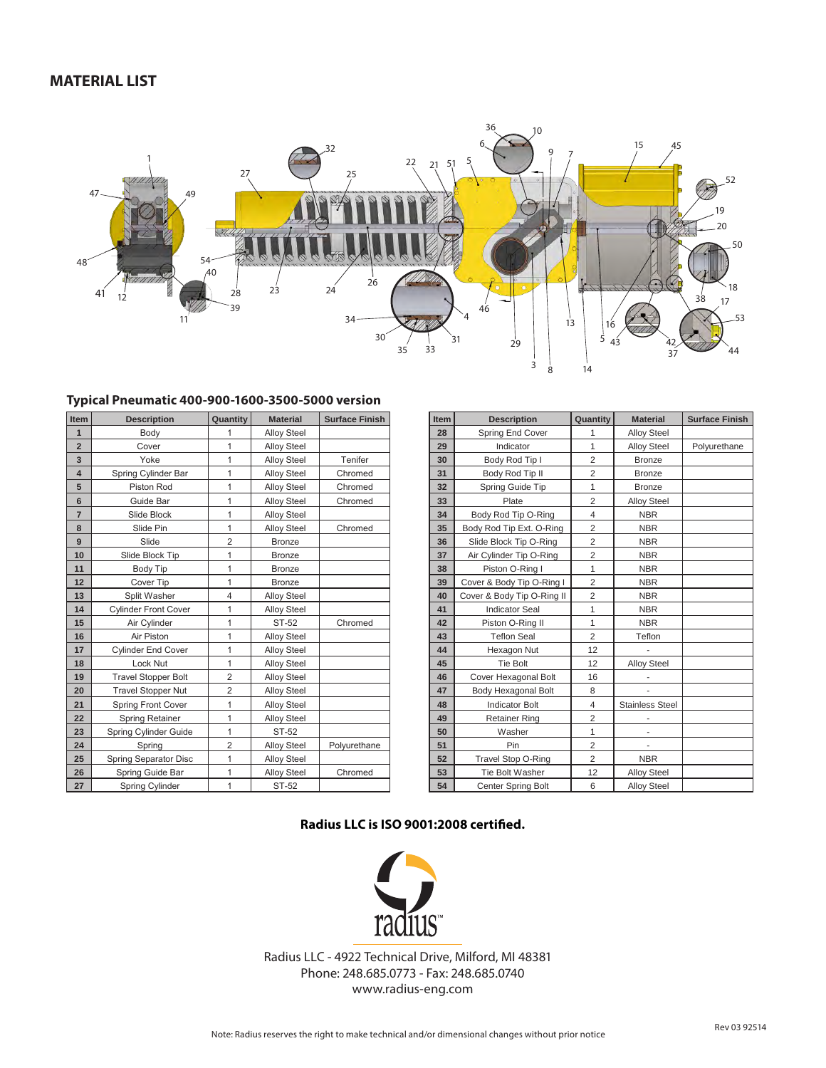# MATERIAL LIST

36 10 6 9 7 15 45 32 1 22 21 51 5 52 27 25 47 49 19 20 50 48 54 40 18 41 12 28 23 24 26 38 17 39 11 34 4 46 13 16 53 30 31 29 5 43 42 44 35 33 37 3 8 14

## Typical Pneumatic 400-900-1600-3500-5000 version

| Item | Description | Quantity | Material | Surface Finish |
|---|---|---|---|---|
| 1 | Body | 1 | Alloy Steel | |
| 2 | Cover | 1 | Alloy Steel | |
| 3 | Yoke | 1 | Alloy Steel | Tenifer |
| 4 | Spring Cylinder Bar | 1 | Alloy Steel | Chromed |
| 5 | Piston Rod | 1 | Alloy Steel | Chromed |
| 6 | Guide Bar | 1 | Alloy Steel | Chromed |
| 7 | Slide Block | 1 | Alloy Steel | |
| 8 | Slide Pin | 1 | Alloy Steel | Chromed |
| 9 | Slide | 2 | Bronze | |
| 10 | Slide Block Tip | 1 | Bronze | |
| 11 | Body Tip | 1 | Bronze | |
| 12 | Cover Tip | 1 | Bronze | |
| 13 | Split Washer | 4 | Alloy Steel | |
| 14 | Cylinder Front Cover | 1 | Alloy Steel | |
| 15 | Air Cylinder | 1 | ST-52 | Chromed |
| 16 | Air Piston | 1 | Alloy Steel | |
| 17 | Cylinder End Cover | 1 | Alloy Steel | |
| 18 | Lock Nut | 1 | Alloy Steel | |
| 19 | Travel Stopper Bolt | 2 | Alloy Steel | |
| 20 | Travel Stopper Nut | 2 | Alloy Steel | |
| 21 | Spring Front Cover | 1 | Alloy Steel | |
| 22 | Spring Retainer | 1 | Alloy Steel | |
| 23 | Spring Cylinder Guide | 1 | ST-52 | |
| 24 | Spring | 2 | Alloy Steel | Polyurethane |
| 25 | Spring Separator Disc | 1 | Alloy Steel | |
| 26 | Spring Guide Bar | 1 | Alloy Steel | Chromed |
| 27 | Spring Cylinder | 1 | ST-52 | |

| Item | Description | Quantity | Material | Surface Finish |
|---|---|---|---|---|
| 28 | Spring End Cover | 1 | Alloy Steel | |
| 29 | Indicator | 1 | Alloy Steel | Polyurethane |
| 30 | Body Rod Tip I | 2 | Bronze | |
| 31 | Body Rod Tip II | 2 | Bronze | |
| 32 | Spring Guide Tip | 1 | Bronze | |
| 33 | Plate | 2 | Alloy Steel | |
| 34 | Body Rod Tip O-Ring | 4 | NBR | |
| 35 | Body Rod Tip Ext. O-Ring | 2 | NBR | |
| 36 | Slide Block Tip O-Ring | 2 | NBR | |
| 37 | Air Cylinder Tip O-Ring | 2 | NBR | |
| 38 | Piston O-Ring I | 1 | NBR | |
| 39 | Cover & Body Tip O-Ring I | 2 | NBR | |
| 40 | Cover & Body Tip O-Ring II | 2 | NBR | |
| 41 | Indicator Seal | 1 | NBR | |
| 42 | Piston O-Ring II | 1 | NBR | |
| 43 | Teflon Seal | 2 | Teflon | |
| 44 | Hexagon Nut | 12 | - | |
| 45 | Tie Bolt | 12 | Alloy Steel | |
| 46 | Cover Hexagonal Bolt | 16 | - | |
| 47 | Body Hexagonal Bolt | 8 | - | |
| 48 | Indicator Bolt | 4 | Stainless Steel | |
| 49 | Retainer Ring | 2 | - | |
| 50 | Washer | 1 | - | |
| 51 | Pin | 2 | - | |
| 52 | Travel Stop O-Ring | 2 | NBR | |
| 53 | Tie Bolt Washer | 12 | Alloy Steel | |
| 54 | Center Spring Bolt | 6 | Alloy Steel | |

**Radius LLC is ISO 9001:2008 certified.**

radius™

Radius LLC - 4922 Technical Drive, Milford, MI 48381
Phone: 248.685.0773 - Fax: 248.685.0740
www.radius-eng.com

Note: Radius reserves the right to make technical and/or dimensional changes without prior notice

Rev 03 92514